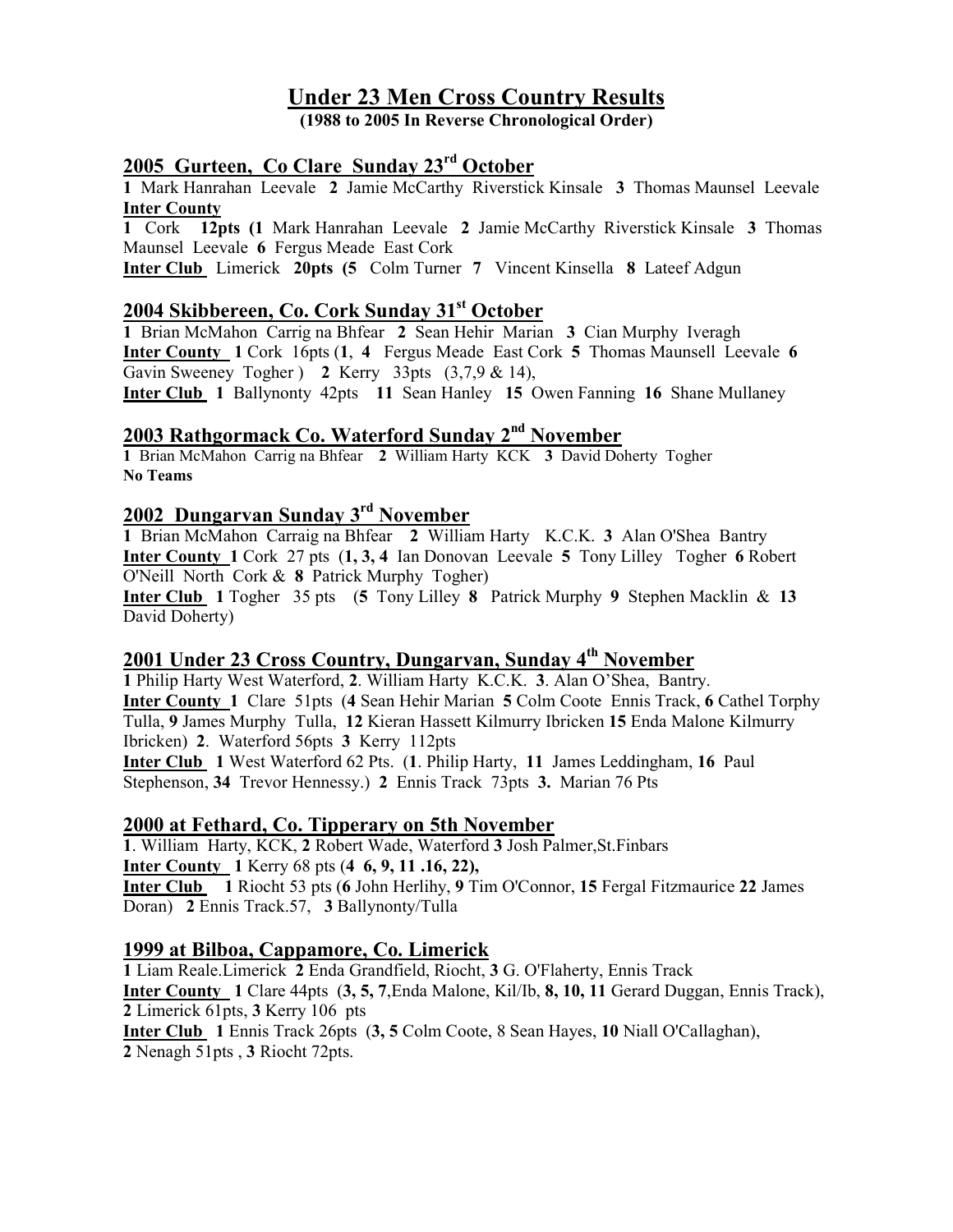# Under 23 Men Cross Country Results

**(1988 to 2005 In Reverse Chronological Order)**

## 2005 Gurteen, Co Clare Sunday 23rd October

**1** Mark Hanrahan Leevale **2** Jamie McCarthy Riverstick Kinsale **3** Thomas Maunsel Leevale

**Inter County**

**1** Cork **12pts (1** Mark Hanrahan Leevale **2** Jamie McCarthy Riverstick Kinsale **3** Thomas Maunsel Leevale **6** Fergus Meade East Cork

**Inter Club** Limerick **20pts (5** Colm Turner **7** Vincent Kinsella **8** Lateef Adgun

## 2004 Skibbereen, Co. Cork Sunday 31st October

**1** Brian McMahon Carrig na Bhfear **2** Sean Hehir Marian **3** Cian Murphy Iveragh

**Inter County 1** Cork 16pts (**1**, **4** Fergus Meade East Cork **5** Thomas Maunsell Leevale **6** Gavin Sweeney Togher ) **2** Kerry 33pts (3,7,9 & 14),

**Inter Club 1** Ballynonty 42pts **11** Sean Hanley **15** Owen Fanning **16** Shane Mullaney

## 2003 Rathgormack Co. Waterford Sunday 2nd November

**1** Brian McMahon Carrig na Bhfear **2** William Harty KCK **3** David Doherty Togher

**No Teams**

## 2002 Dungarvan Sunday 3rd November

**1** Brian McMahon Carraig na Bhfear **2** William Harty K.C.K. **3** Alan O'Shea Bantry

**Inter County 1** Cork 27 pts (**1, 3, 4** Ian Donovan Leevale **5** Tony Lilley Togher **6** Robert O'Neill North Cork & **8** Patrick Murphy Togher)

**Inter Club 1** Togher 35 pts (**5** Tony Lilley **8** Patrick Murphy **9** Stephen Macklin & **13** David Doherty)

## 2001 Under 23 Cross Country, Dungarvan, Sunday 4th November

**1** Philip Harty West Waterford, **2**. William Harty K.C.K. **3**. Alan O'Shea, Bantry.

**Inter County 1** Clare 51pts (**4** Sean Hehir Marian **5** Colm Coote Ennis Track, **6** Cathel Torphy Tulla, **9** James Murphy Tulla, **12** Kieran Hassett Kilmurry Ibricken **15** Enda Malone Kilmurry Ibricken) **2**. Waterford 56pts **3** Kerry 112pts

**Inter Club 1** West Waterford 62 Pts. (**1**. Philip Harty, **11** James Leddingham, **16** Paul Stephenson, **34** Trevor Hennessy.) **2** Ennis Track 73pts **3.** Marian 76 Pts

## 2000 at Fethard, Co. Tipperary on 5th November

**1**. William Harty, KCK, **2** Robert Wade, Waterford **3** Josh Palmer,St.Finbars

**Inter County 1** Kerry 68 pts (**4 6, 9, 11 .16, 22),**

**Inter Club 1** Riocht 53 pts (**6** John Herlihy, **9** Tim O'Connor, **15** Fergal Fitzmaurice **22** James Doran) **2** Ennis Track.57, **3** Ballynonty/Tulla

## 1999 at Bilboa, Cappamore, Co. Limerick

**1** Liam Reale.Limerick **2** Enda Grandfield, Riocht, **3** G. O'Flaherty, Ennis Track

**Inter County 1** Clare 44pts (**3, 5, 7**,Enda Malone, Kil/Ib, **8, 10, 11** Gerard Duggan, Ennis Track), **2** Limerick 61pts, **3** Kerry 106 pts

**Inter Club 1** Ennis Track 26pts (**3, 5** Colm Coote, 8 Sean Hayes, **10** Niall O'Callaghan), **2** Nenagh 51pts , **3** Riocht 72pts.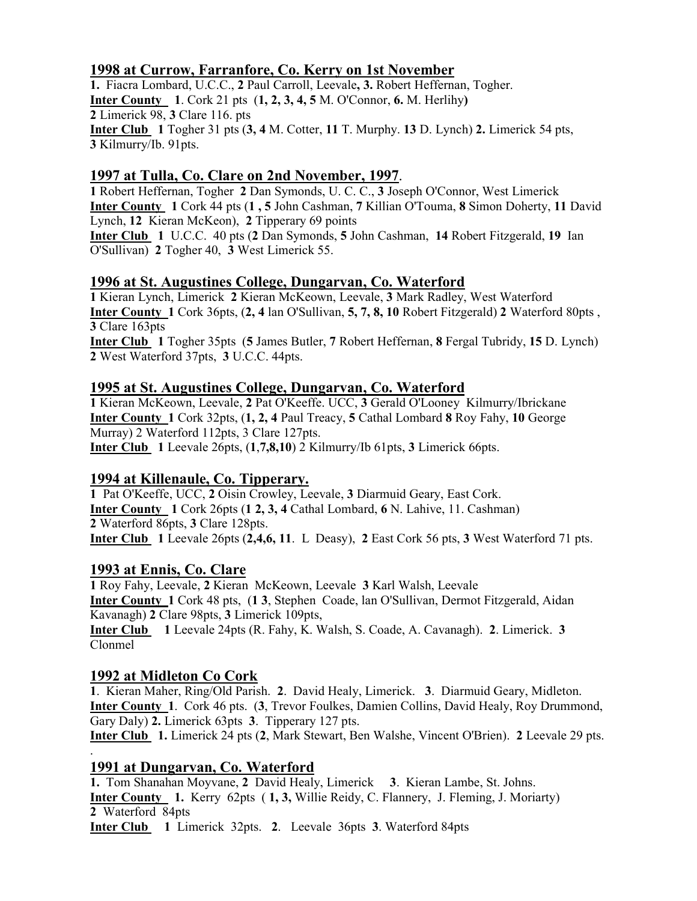## 1998 at Currow, Farranfore, Co. Kerry on 1st November

**1.** Fiacra Lombard, U.C.C., **2** Paul Carroll, Leevale**, 3.** Robert Heffernan, Togher.
**Inter County** **1**. Cork 21 pts (**1, 2, 3, 4, 5** M. O'Connor, **6.** M. Herlihy**)**
**2** Limerick 98, **3** Clare 116. pts
**Inter Club** **1** Togher 31 pts (**3, 4** M. Cotter, **11** T. Murphy. **13** D. Lynch) **2.** Limerick 54 pts, **3** Kilmurry/Ib. 91pts.

## 1997 at Tulla, Co. Clare on 2nd November, 1997.

**1** Robert Heffernan, Togher **2** Dan Symonds, U. C. C., **3** Joseph O'Connor, West Limerick
**Inter County** **1** Cork 44 pts (**1 , 5** John Cashman, **7** Killian O'Touma, **8** Simon Doherty, **11** David Lynch, **12** Kieran McKeon), **2** Tipperary 69 points
**Inter Club** **1** U.C.C. 40 pts (**2** Dan Symonds, **5** John Cashman, **14** Robert Fitzgerald, **19** Ian O'Sullivan) **2** Togher 40, **3** West Limerick 55.

## 1996 at St. Augustines College, Dungarvan, Co. Waterford

**1** Kieran Lynch, Limerick **2** Kieran McKeown, Leevale, **3** Mark Radley, West Waterford
**Inter County** **1** Cork 36pts, (**2, 4** lan O'Sullivan, **5, 7, 8, 10** Robert Fitzgerald) **2** Waterford 80pts , **3** Clare 163pts
**Inter Club** **1** Togher 35pts (**5** James Butler, **7** Robert Heffernan, **8** Fergal Tubridy, **15** D. Lynch) **2** West Waterford 37pts, **3** U.C.C. 44pts.

## 1995 at St. Augustines College, Dungarvan, Co. Waterford

**1** Kieran McKeown, Leevale, **2** Pat O'Keeffe. UCC, **3** Gerald O'Looney Kilmurry/Ibrickane
**Inter County** **1** Cork 32pts, (**1, 2, 4** Paul Treacy, **5** Cathal Lombard **8** Roy Fahy, **10** George Murray) 2 Waterford 112pts, 3 Clare 127pts.
**Inter Club** **1** Leevale 26pts, (**1**,**7,8,10**) 2 Kilmurry/Ib 61pts, **3** Limerick 66pts.

## 1994 at Killenaule, Co. Tipperary.

**1** Pat O'Keeffe, UCC, **2** Oisin Crowley, Leevale, **3** Diarmuid Geary, East Cork.
**Inter County** **1** Cork 26pts (**1 2, 3, 4** Cathal Lombard, **6** N. Lahive, 11. Cashman)
**2** Waterford 86pts, **3** Clare 128pts.
**Inter Club** **1** Leevale 26pts (**2,4,6, 11**. L Deasy), **2** East Cork 56 pts, **3** West Waterford 71 pts.

## 1993 at Ennis, Co. Clare

**1** Roy Fahy, Leevale, **2** Kieran McKeown, Leevale **3** Karl Walsh, Leevale
**Inter County** **1** Cork 48 pts, (**1 3**, Stephen Coade, lan O'Sullivan, Dermot Fitzgerald, Aidan Kavanagh) **2** Clare 98pts, **3** Limerick 109pts,
**Inter Club** **1** Leevale 24pts (R. Fahy, K. Walsh, S. Coade, A. Cavanagh). **2**. Limerick. **3** Clonmel

## 1992 at Midleton Co Cork

**1**. Kieran Maher, Ring/Old Parish. **2**. David Healy, Limerick. **3**. Diarmuid Geary, Midleton.
**Inter County** **1**. Cork 46 pts. (**3**, Trevor Foulkes, Damien Collins, David Healy, Roy Drummond, Gary Daly) **2.** Limerick 63pts **3**. Tipperary 127 pts.
**Inter Club** **1.** Limerick 24 pts (**2**, Mark Stewart, Ben Walshe, Vincent O'Brien). **2** Leevale 29 pts.
.

## 1991 at Dungarvan, Co. Waterford

**1.** Tom Shanahan Moyvane, **2** David Healy, Limerick **3**. Kieran Lambe, St. Johns.
**Inter County** **1.** Kerry 62pts ( **1, 3,** Willie Reidy, C. Flannery, J. Fleming, J. Moriarty)
**2** Waterford 84pts
**Inter Club** **1** Limerick 32pts. **2**. Leevale 36pts **3**. Waterford 84pts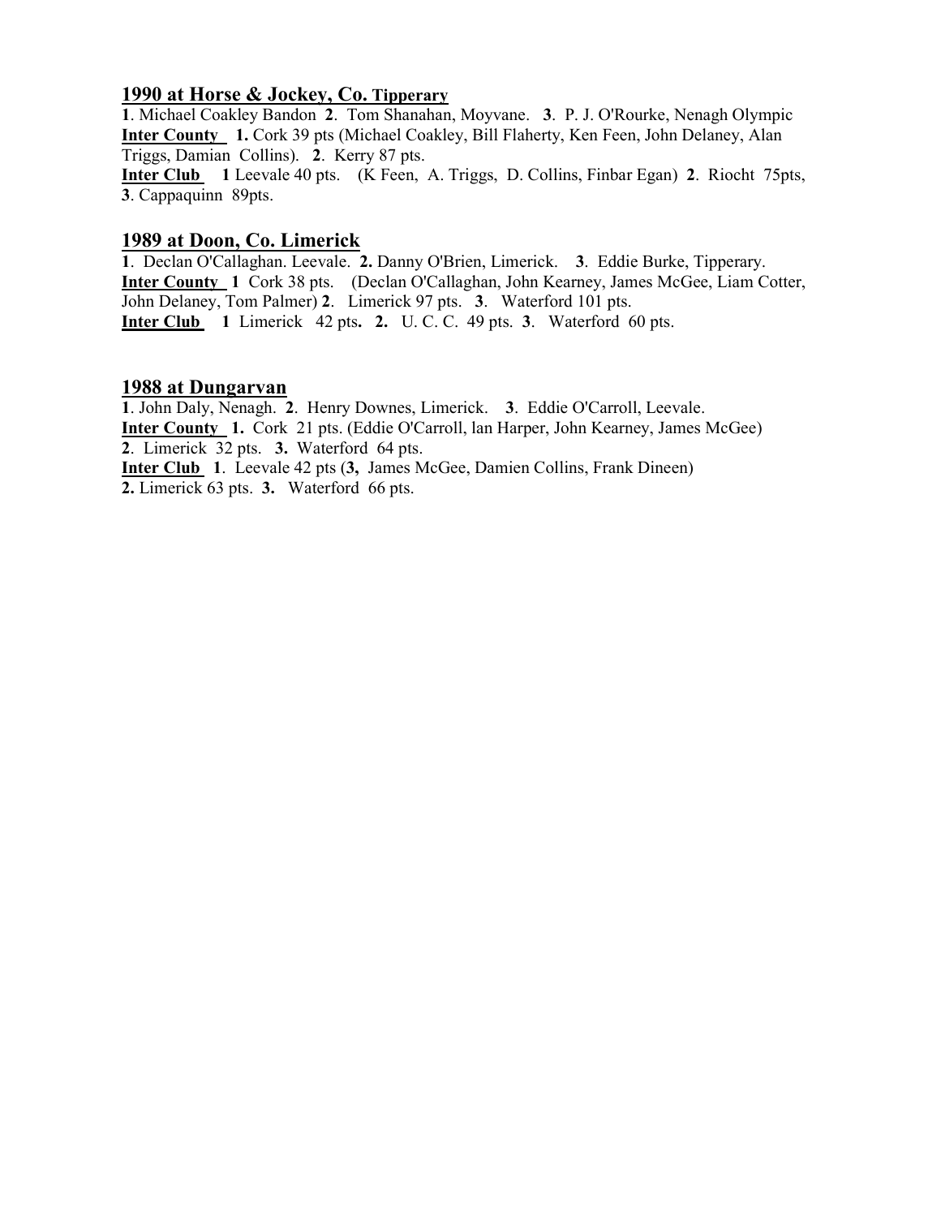## 1990 at Horse & Jockey, Co. Tipperary

**1**. Michael Coakley Bandon **2**. Tom Shanahan, Moyvane. **3**. P. J. O'Rourke, Nenagh Olympic
**Inter County** **1.** Cork 39 pts (Michael Coakley, Bill Flaherty, Ken Feen, John Delaney, Alan Triggs, Damian Collins). **2**. Kerry 87 pts.
**Inter Club** **1** Leevale 40 pts. (K Feen, A. Triggs, D. Collins, Finbar Egan) **2**. Riocht 75pts, **3**. Cappaquinn 89pts.

## 1989 at Doon, Co. Limerick

**1**. Declan O'Callaghan. Leevale. **2.** Danny O'Brien, Limerick. **3**. Eddie Burke, Tipperary.
**Inter County** **1** Cork 38 pts. (Declan O'Callaghan, John Kearney, James McGee, Liam Cotter, John Delaney, Tom Palmer) **2**. Limerick 97 pts. **3**. Waterford 101 pts.
**Inter Club** **1** Limerick 42 pts**.** **2.** U. C. C. 49 pts. **3**. Waterford 60 pts.

## 1988 at Dungarvan

**1**. John Daly, Nenagh. **2**. Henry Downes, Limerick. **3**. Eddie O'Carroll, Leevale.
**Inter County** **1.** Cork 21 pts. (Eddie O'Carroll, lan Harper, John Kearney, James McGee)
**2**. Limerick 32 pts. **3.** Waterford 64 pts.
**Inter Club** **1**. Leevale 42 pts (**3,** James McGee, Damien Collins, Frank Dineen)
**2.** Limerick 63 pts. **3.** Waterford 66 pts.